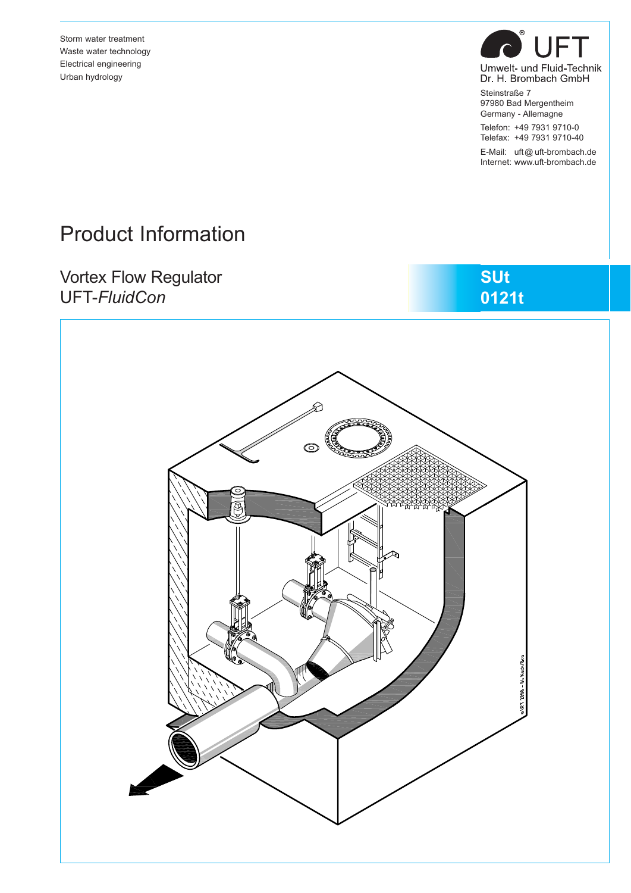Storm water treatment
Waste water technology
Electrical engineering
Urban hydrology

UFT
Umwelt- und Fluid-Technik
Dr. H. Brombach GmbH

Steinstraße 7
97980 Bad Mergentheim
Germany - Allemagne

Telefon: +49 7931 9710-0
Telefax: +49 7931 9710-40

E-Mail: uft@uft-brombach.de
Internet: www.uft-brombach.de

# Product Information

## Vortex Flow Regulator
## UFT-*FluidCon*

**SUt**
**0121t**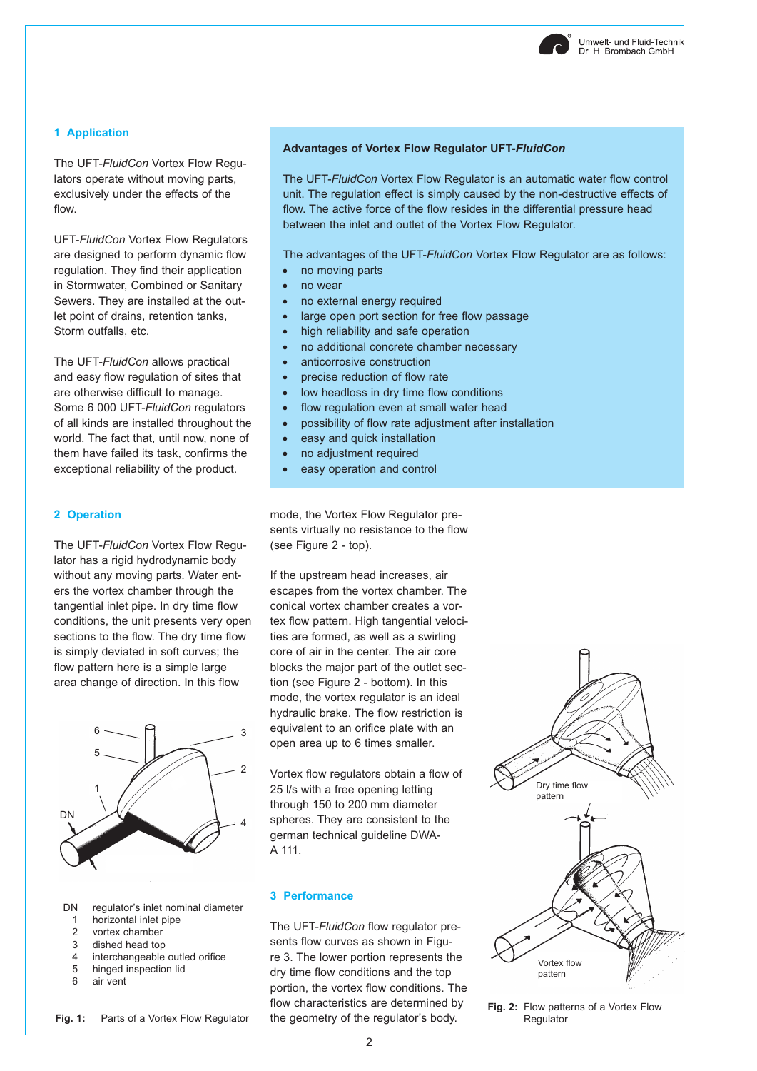## 1 Application

The UFT-*FluidCon* Vortex Flow Regulators operate without moving parts, exclusively under the effects of the flow.

UFT-*FluidCon* Vortex Flow Regulators are designed to perform dynamic flow regulation. They find their application in Stormwater, Combined or Sanitary Sewers. They are installed at the outlet point of drains, retention tanks, Storm outfalls, etc.

The UFT-*FluidCon* allows practical and easy flow regulation of sites that are otherwise difficult to manage. Some 6 000 UFT-*FluidCon* regulators of all kinds are installed throughout the world. The fact that, until now, none of them have failed its task, confirms the exceptional reliability of the product.

**Advantages of Vortex Flow Regulator UFT-*FluidCon***

The UFT-*FluidCon* Vortex Flow Regulator is an automatic water flow control unit. The regulation effect is simply caused by the non-destructive effects of flow. The active force of the flow resides in the differential pressure head between the inlet and outlet of the Vortex Flow Regulator.

The advantages of the UFT-*FluidCon* Vortex Flow Regulator are as follows:

- no moving parts
- no wear
- no external energy required
- large open port section for free flow passage
- high reliability and safe operation
- no additional concrete chamber necessary
- anticorrosive construction
- precise reduction of flow rate
- low headloss in dry time flow conditions
- flow regulation even at small water head
- possibility of flow rate adjustment after installation
- easy and quick installation
- no adjustment required
- easy operation and control

## 2 Operation

The UFT-*FluidCon* Vortex Flow Regulator has a rigid hydrodynamic body without any moving parts. Water enters the vortex chamber through the tangential inlet pipe. In dry time flow conditions, the unit presents very open sections to the flow. The dry time flow is simply deviated in soft curves; the flow pattern here is a simple large area change of direction. In this flow mode, the Vortex Flow Regulator presents virtually no resistance to the flow (see Figure 2 - top).

If the upstream head increases, air escapes from the vortex chamber. The conical vortex chamber creates a vortex flow pattern. High tangential velocities are formed, as well as a swirling core of air in the center. The air core blocks the major part of the outlet section (see Figure 2 - bottom). In this mode, the vortex regulator is an ideal hydraulic brake. The flow restriction is equivalent to an orifice plate with an open area up to 6 times smaller.

Vortex flow regulators obtain a flow of 25 l/s with a free opening letting through 150 to 200 mm diameter spheres. They are consistent to the german technical guideline DWA-A 111.

DN regulator's inlet nominal diameter
1 horizontal inlet pipe
2 vortex chamber
3 dished head top
4 interchangeable outled orifice
5 hinged inspection lid
6 air vent

**Fig. 1:** Parts of a Vortex Flow Regulator

## 3 Performance

The UFT-*FluidCon* flow regulator presents flow curves as shown in Figure 3. The lower portion represents the dry time flow conditions and the top portion, the vortex flow conditions. The flow characteristics are determined by the geometry of the regulator's body.

**Fig. 2:** Flow patterns of a Vortex Flow Regulator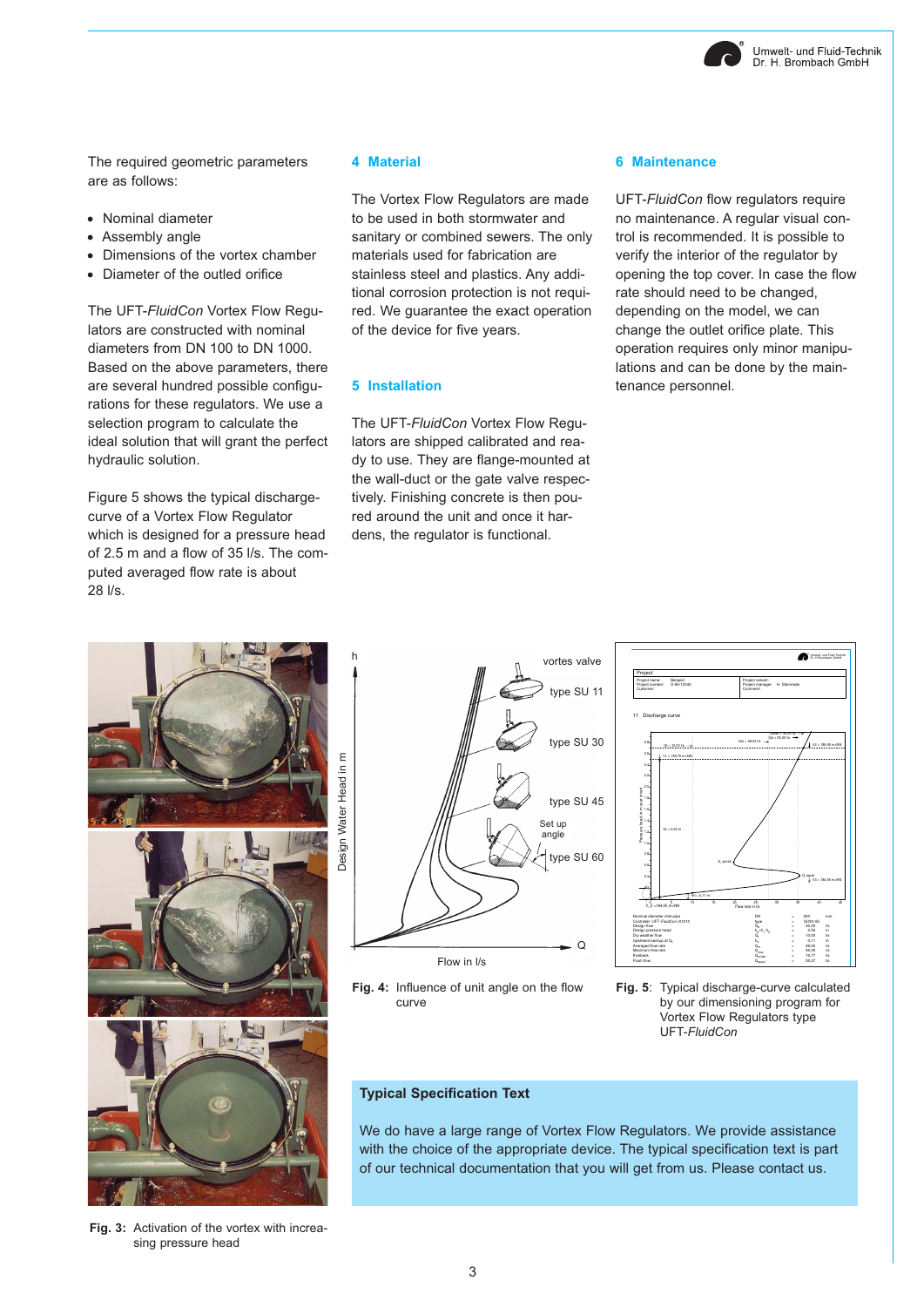The required geometric parameters are as follows:

- Nominal diameter
- Assembly angle
- Dimensions of the vortex chamber
- Diameter of the outled orifice

The UFT-*FluidCon* Vortex Flow Regulators are constructed with nominal diameters from DN 100 to DN 1000. Based on the above parameters, there are several hundred possible configurations for these regulators. We use a selection program to calculate the ideal solution that will grant the perfect hydraulic solution.

Figure 5 shows the typical discharge-curve of a Vortex Flow Regulator which is designed for a pressure head of 2.5 m and a flow of 35 l/s. The computed averaged flow rate is about 28 l/s.

## 4 Material

The Vortex Flow Regulators are made to be used in both stormwater and sanitary or combined sewers. The only materials used for fabrication are stainless steel and plastics. Any additional corrosion protection is not required. We guarantee the exact operation of the device for five years.

## 5 Installation

The UFT-*FluidCon* Vortex Flow Regulators are shipped calibrated and ready to use. They are flange-mounted at the wall-duct or the gate valve respectively. Finishing concrete is then poured around the unit and once it hardens, the regulator is functional.

## 6 Maintenance

UFT-*FluidCon* flow regulators require no maintenance. A regular visual control is recommended. It is possible to verify the interior of the regulator by opening the top cover. In case the flow rate should need to be changed, depending on the model, we can change the outlet orifice plate. This operation requires only minor manipulations and can be done by the maintenance personnel.

**Fig. 3:** Activation of the vortex with increasing pressure head

**Fig. 4:** Influence of unit angle on the flow curve

**Fig. 5**: Typical discharge-curve calculated by our dimensioning program for Vortex Flow Regulators type UFT-*FluidCon*

### Typical Specification Text

We do have a large range of Vortex Flow Regulators. We provide assistance with the choice of the appropriate device. The typical specification text is part of our technical documentation that you will get from us. Please contact us.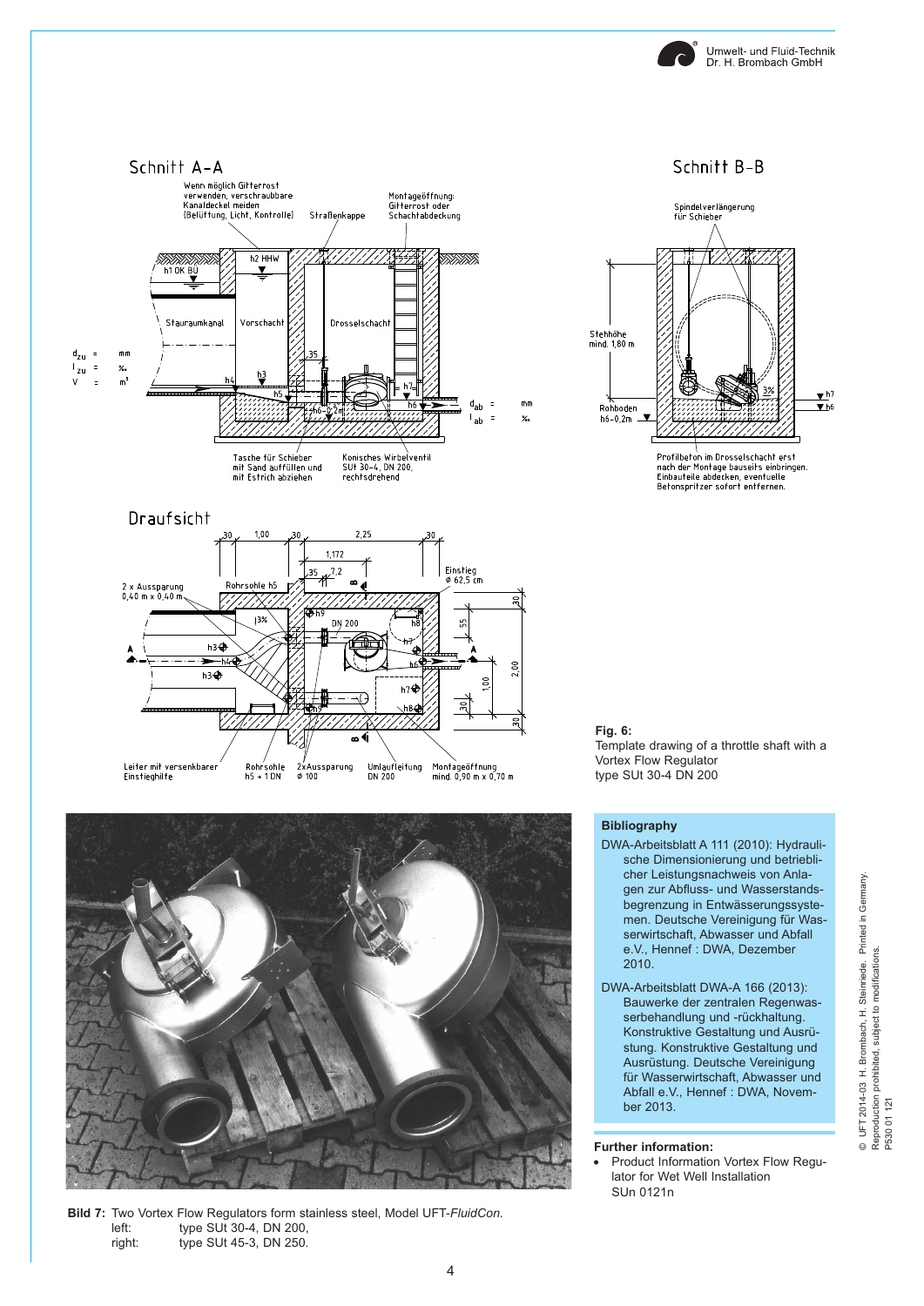Fig. 6:
Template drawing of a throttle shaft with a Vortex Flow Regulator type SUt 30-4 DN 200

**Bild 7:** Two Vortex Flow Regulators form stainless steel, Model UFT-*FluidCon*.
left: type SUt 30-4, DN 200,
right: type SUt 45-3, DN 250.

## Bibliography

DWA-Arbeitsblatt A 111 (2010): Hydraulische Dimensionierung und betrieblicher Leistungsnachweis von Anlagen zur Abfluss- und Wasserstandsbegrenzung in Entwässerungssystemen. Deutsche Vereinigung für Wasserwirtschaft, Abwasser und Abfall e.V., Hennef : DWA, Dezember 2010.

DWA-Arbeitsblatt DWA-A 166 (2013): Bauwerke der zentralen Regenwasserbehandlung und -rückhaltung. Konstruktive Gestaltung und Ausrüstung. Konstruktive Gestaltung und Ausrüstung. Deutsche Vereinigung für Wasserwirtschaft, Abwasser und Abfall e.V., Hennef : DWA, November 2013.

**Further information:**

- Product Information Vortex Flow Regulator for Wet Well Installation SUn 0121n

© UFT 2014-03 H. Brombach, H. Steinriede. Printed in Germany. Reproduction prohibited, subject to modifications. P530 01 121